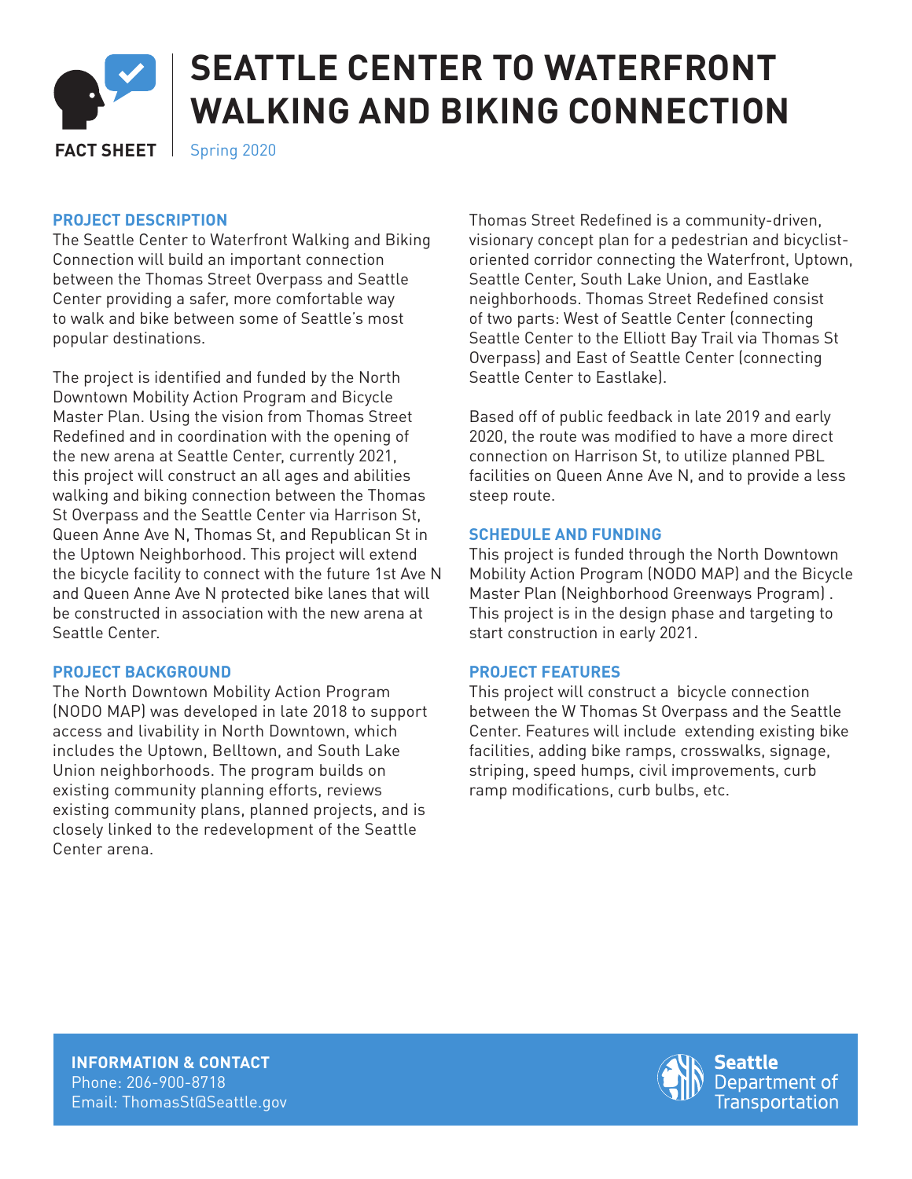# SEATTLE CENTER TO WATERFRONT WALKING AND BIKING CONNECTION

**FACT SHEET** | Spring 2020

## PROJECT DESCRIPTION

The Seattle Center to Waterfront Walking and Biking Connection will build an important connection between the Thomas Street Overpass and Seattle Center providing a safer, more comfortable way to walk and bike between some of Seattle's most popular destinations.

The project is identified and funded by the North Downtown Mobility Action Program and Bicycle Master Plan. Using the vision from Thomas Street Redefined and in coordination with the opening of the new arena at Seattle Center, currently 2021, this project will construct an all ages and abilities walking and biking connection between the Thomas St Overpass and the Seattle Center via Harrison St, Queen Anne Ave N, Thomas St, and Republican St in the Uptown Neighborhood. This project will extend the bicycle facility to connect with the future 1st Ave N and Queen Anne Ave N protected bike lanes that will be constructed in association with the new arena at Seattle Center.

## PROJECT BACKGROUND

The North Downtown Mobility Action Program (NODO MAP) was developed in late 2018 to support access and livability in North Downtown, which includes the Uptown, Belltown, and South Lake Union neighborhoods. The program builds on existing community planning efforts, reviews existing community plans, planned projects, and is closely linked to the redevelopment of the Seattle Center arena.

Thomas Street Redefined is a community-driven, visionary concept plan for a pedestrian and bicyclist-oriented corridor connecting the Waterfront, Uptown, Seattle Center, South Lake Union, and Eastlake neighborhoods. Thomas Street Redefined consist of two parts: West of Seattle Center (connecting Seattle Center to the Elliott Bay Trail via Thomas St Overpass) and East of Seattle Center (connecting Seattle Center to Eastlake).

Based off of public feedback in late 2019 and early 2020, the route was modified to have a more direct connection on Harrison St, to utilize planned PBL facilities on Queen Anne Ave N, and to provide a less steep route.

## SCHEDULE AND FUNDING

This project is funded through the North Downtown Mobility Action Program (NODO MAP) and the Bicycle Master Plan (Neighborhood Greenways Program) . This project is in the design phase and targeting to start construction in early 2021.

## PROJECT FEATURES

This project will construct a bicycle connection between the W Thomas St Overpass and the Seattle Center. Features will include extending existing bike facilities, adding bike ramps, crosswalks, signage, striping, speed humps, civil improvements, curb ramp modifications, curb bulbs, etc.

## INFORMATION & CONTACT

Phone: 206-900-8718
Email: ThomasSt@Seattle.gov

Seattle Department of Transportation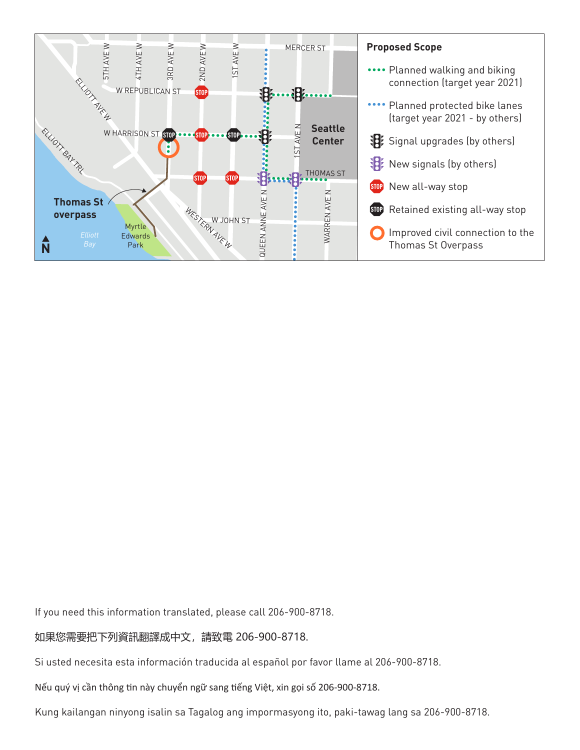MERCER ST

5TH AVE W

4TH AVE W

3RD AVE W

2ND AVE W

1ST AVE W

W REPUBLICAN ST

ELLIOTT AVE W

W HARRISON ST

ELLIOTT BAY TRL

Seattle Center

1ST AVE N

THOMAS ST

QUEEN ANNE AVE N

WARREN AVE N

WESTERN AVE W

W JOHN ST

Thomas St overpass

Myrtle Edwards Park

Elliott Bay

N

**Proposed Scope**

- Planned walking and biking connection (target year 2021)
- Planned protected bike lanes (target year 2021 - by others)
- Signal upgrades (by others)
- New signals (by others)
- New all-way stop
- Retained existing all-way stop
- Improved civil connection to the Thomas St Overpass

If you need this information translated, please call 206-900-8718.

如果您需要把下列資訊翻譯成中文，請致電 206-900-8718.

Si usted necesita esta información traducida al español por favor llame al 206-900-8718.

Nếu quý vị cần thông tin này chuyển ngữ sang tiếng Việt, xin gọi số 206-900-8718.

Kung kailangan ninyong isalin sa Tagalog ang impormasyong ito, paki-tawag lang sa 206-900-8718.